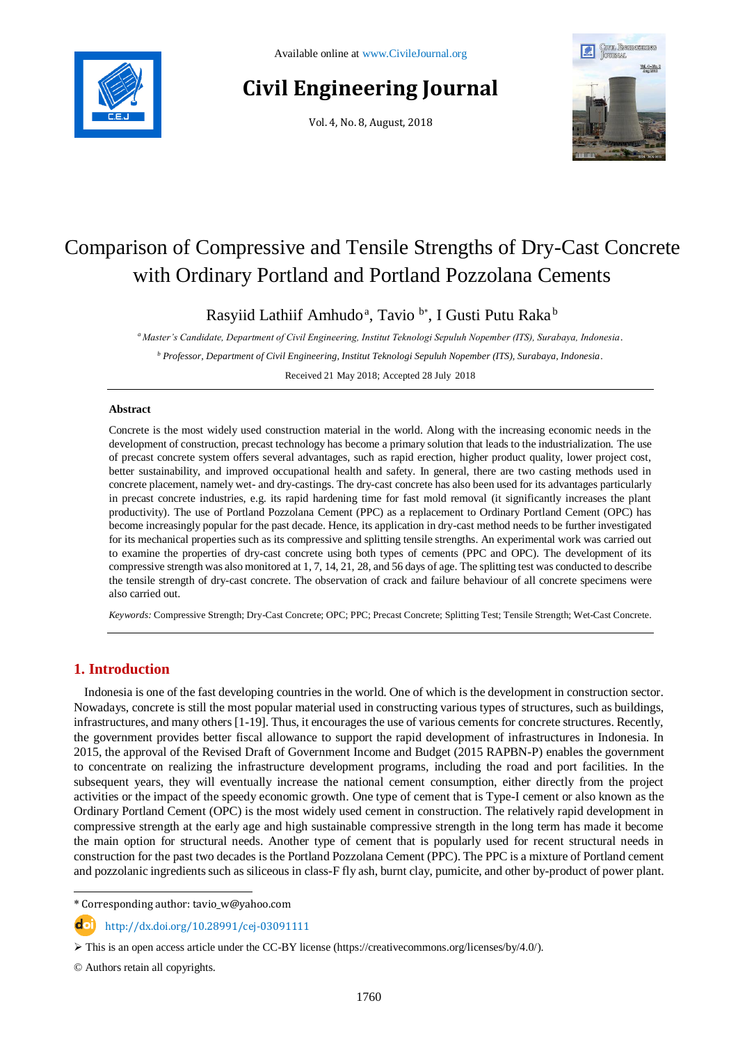Available online at www.CivileJournal.org

# Civil Engineering Journal

Vol. 4, No. 8, August, 2018

# Comparison of Compressive and Tensile Strengths of Dry-Cast Concrete with Ordinary Portland and Portland Pozzolana Cements

Rasyiid Lathiif Amhudo [a], Tavio [b*], I Gusti Putu Raka [b]

[a] *Master's Candidate, Department of Civil Engineering, Institut Teknologi Sepuluh Nopember (ITS), Surabaya, Indonesia.*

[b] *Professor, Department of Civil Engineering, Institut Teknologi Sepuluh Nopember (ITS), Surabaya, Indonesia.*

Received 21 May 2018; Accepted 28 July 2018

## Abstract

Concrete is the most widely used construction material in the world. Along with the increasing economic needs in the development of construction, precast technology has become a primary solution that leads to the industrialization. The use of precast concrete system offers several advantages, such as rapid erection, higher product quality, lower project cost, better sustainability, and improved occupational health and safety. In general, there are two casting methods used in concrete placement, namely wet- and dry-castings. The dry-cast concrete has also been used for its advantages particularly in precast concrete industries, e.g. its rapid hardening time for fast mold removal (it significantly increases the plant productivity). The use of Portland Pozzolana Cement (PPC) as a replacement to Ordinary Portland Cement (OPC) has become increasingly popular for the past decade. Hence, its application in dry-cast method needs to be further investigated for its mechanical properties such as its compressive and splitting tensile strengths. An experimental work was carried out to examine the properties of dry-cast concrete using both types of cements (PPC and OPC). The development of its compressive strength was also monitored at 1, 7, 14, 21, 28, and 56 days of age. The splitting test was conducted to describe the tensile strength of dry-cast concrete. The observation of crack and failure behaviour of all concrete specimens were also carried out.

*Keywords:* Compressive Strength; Dry-Cast Concrete; OPC; PPC; Precast Concrete; Splitting Test; Tensile Strength; Wet-Cast Concrete.

## 1. Introduction

Indonesia is one of the fast developing countries in the world. One of which is the development in construction sector. Nowadays, concrete is still the most popular material used in constructing various types of structures, such as buildings, infrastructures, and many others [1-19]. Thus, it encourages the use of various cements for concrete structures. Recently, the government provides better fiscal allowance to support the rapid development of infrastructures in Indonesia. In 2015, the approval of the Revised Draft of Government Income and Budget (2015 RAPBN-P) enables the government to concentrate on realizing the infrastructure development programs, including the road and port facilities. In the subsequent years, they will eventually increase the national cement consumption, either directly from the project activities or the impact of the speedy economic growth. One type of cement that is Type-I cement or also known as the Ordinary Portland Cement (OPC) is the most widely used cement in construction. The relatively rapid development in compressive strength at the early age and high sustainable compressive strength in the long term has made it become the main option for structural needs. Another type of cement that is popularly used for recent structural needs in construction for the past two decades is the Portland Pozzolana Cement (PPC). The PPC is a mixture of Portland cement and pozzolanic ingredients such as siliceous in class-F fly ash, burnt clay, pumicite, and other by-product of power plant.

---

\* Corresponding author: tavio_w@yahoo.com

http://dx.doi.org/10.28991/cej-03091111

➢ This is an open access article under the CC-BY license (https://creativecommons.org/licenses/by/4.0/).

© Authors retain all copyrights.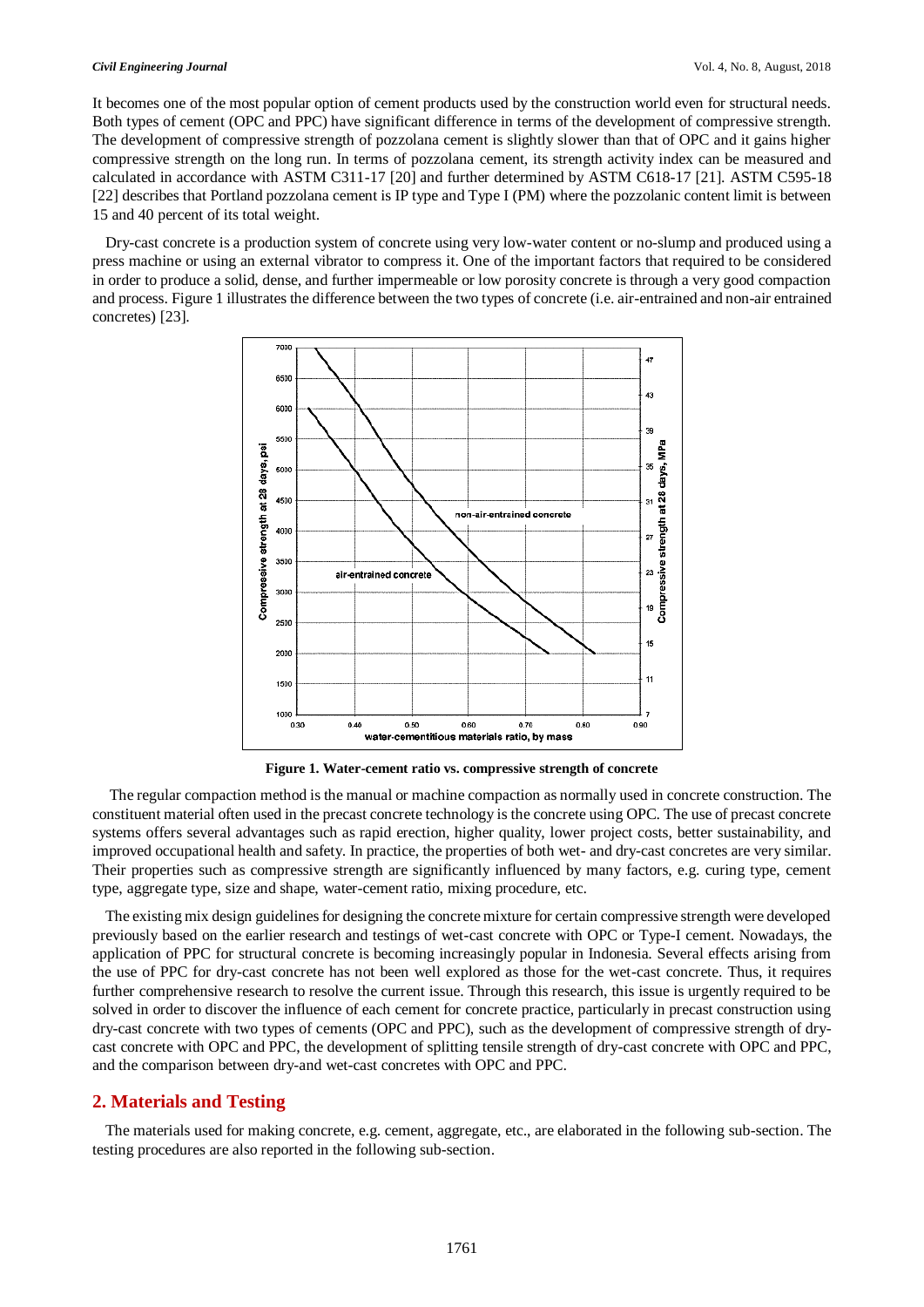It becomes one of the most popular option of cement products used by the construction world even for structural needs. Both types of cement (OPC and PPC) have significant difference in terms of the development of compressive strength. The development of compressive strength of pozzolana cement is slightly slower than that of OPC and it gains higher compressive strength on the long run. In terms of pozzolana cement, its strength activity index can be measured and calculated in accordance with ASTM C311-17 [20] and further determined by ASTM C618-17 [21]. ASTM C595-18 [22] describes that Portland pozzolana cement is IP type and Type I (PM) where the pozzolanic content limit is between 15 and 40 percent of its total weight.

Dry-cast concrete is a production system of concrete using very low-water content or no-slump and produced using a press machine or using an external vibrator to compress it. One of the important factors that required to be considered in order to produce a solid, dense, and further impermeable or low porosity concrete is through a very good compaction and process. Figure 1 illustrates the difference between the two types of concrete (i.e. air-entrained and non-air entrained concretes) [23].

**Figure 1. Water-cement ratio vs. compressive strength of concrete**

The regular compaction method is the manual or machine compaction as normally used in concrete construction. The constituent material often used in the precast concrete technology is the concrete using OPC. The use of precast concrete systems offers several advantages such as rapid erection, higher quality, lower project costs, better sustainability, and improved occupational health and safety. In practice, the properties of both wet- and dry-cast concretes are very similar. Their properties such as compressive strength are significantly influenced by many factors, e.g. curing type, cement type, aggregate type, size and shape, water-cement ratio, mixing procedure, etc.

The existing mix design guidelines for designing the concrete mixture for certain compressive strength were developed previously based on the earlier research and testings of wet-cast concrete with OPC or Type-I cement. Nowadays, the application of PPC for structural concrete is becoming increasingly popular in Indonesia. Several effects arising from the use of PPC for dry-cast concrete has not been well explored as those for the wet-cast concrete. Thus, it requires further comprehensive research to resolve the current issue. Through this research, this issue is urgently required to be solved in order to discover the influence of each cement for concrete practice, particularly in precast construction using dry-cast concrete with two types of cements (OPC and PPC), such as the development of compressive strength of dry-cast concrete with OPC and PPC, the development of splitting tensile strength of dry-cast concrete with OPC and PPC, and the comparison between dry-and wet-cast concretes with OPC and PPC.

## 2. Materials and Testing

The materials used for making concrete, e.g. cement, aggregate, etc., are elaborated in the following sub-section. The testing procedures are also reported in the following sub-section.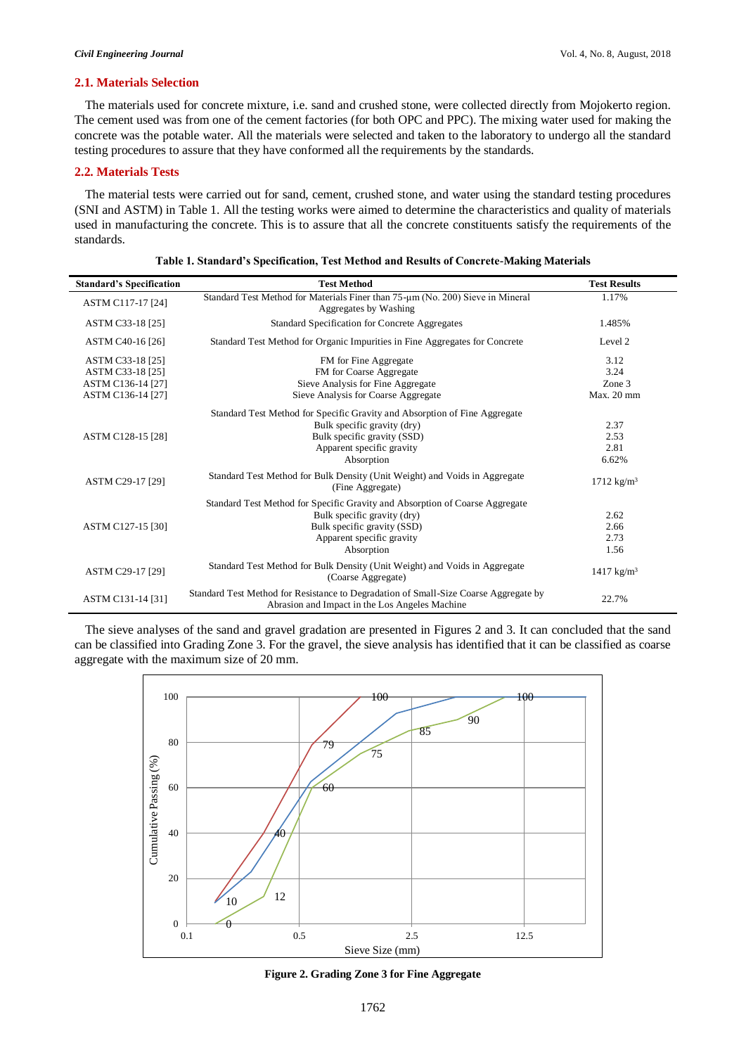### 2.1. Materials Selection

The materials used for concrete mixture, i.e. sand and crushed stone, were collected directly from Mojokerto region. The cement used was from one of the cement factories (for both OPC and PPC). The mixing water used for making the concrete was the potable water. All the materials were selected and taken to the laboratory to undergo all the standard testing procedures to assure that they have conformed all the requirements by the standards.

### 2.2. Materials Tests

The material tests were carried out for sand, cement, crushed stone, and water using the standard testing procedures (SNI and ASTM) in Table 1. All the testing works were aimed to determine the characteristics and quality of materials used in manufacturing the concrete. This is to assure that all the concrete constituents satisfy the requirements of the standards.

**Table 1. Standard's Specification, Test Method and Results of Concrete-Making Materials**

| Standard's Specification | Test Method | Test Results |
|---|---|---|
| ASTM C117-17 [24] | Standard Test Method for Materials Finer than 75-µm (No. 200) Sieve in Mineral Aggregates by Washing | 1.17% |
| ASTM C33-18 [25] | Standard Specification for Concrete Aggregates | 1.485% |
| ASTM C40-16 [26] | Standard Test Method for Organic Impurities in Fine Aggregates for Concrete | Level 2 |
| ASTM C33-18 [25]<br>ASTM C33-18 [25]<br>ASTM C136-14 [27]<br>ASTM C136-14 [27] | FM for Fine Aggregate<br>FM for Coarse Aggregate<br>Sieve Analysis for Fine Aggregate<br>Sieve Analysis for Coarse Aggregate | 3.12<br>3.24<br>Zone 3<br>Max. 20 mm |
| ASTM C128-15 [28] | Standard Test Method for Specific Gravity and Absorption of Fine Aggregate<br>Bulk specific gravity (dry)<br>Bulk specific gravity (SSD)<br>Apparent specific gravity<br>Absorption | <br>2.37<br>2.53<br>2.81<br>6.62% |
| ASTM C29-17 [29] | Standard Test Method for Bulk Density (Unit Weight) and Voids in Aggregate (Fine Aggregate) | 1712 kg/m$^3$ |
| ASTM C127-15 [30] | Standard Test Method for Specific Gravity and Absorption of Coarse Aggregate<br>Bulk specific gravity (dry)<br>Bulk specific gravity (SSD)<br>Apparent specific gravity<br>Absorption | <br>2.62<br>2.66<br>2.73<br>1.56 |
| ASTM C29-17 [29] | Standard Test Method for Bulk Density (Unit Weight) and Voids in Aggregate (Coarse Aggregate) | 1417 kg/m$^3$ |
| ASTM C131-14 [31] | Standard Test Method for Resistance to Degradation of Small-Size Coarse Aggregate by Abrasion and Impact in the Los Angeles Machine | 22.7% |

The sieve analyses of the sand and gravel gradation are presented in Figures 2 and 3. It can concluded that the sand can be classified into Grading Zone 3. For the gravel, the sieve analysis has identified that it can be classified as coarse aggregate with the maximum size of 20 mm.

**Figure 2. Grading Zone 3 for Fine Aggregate**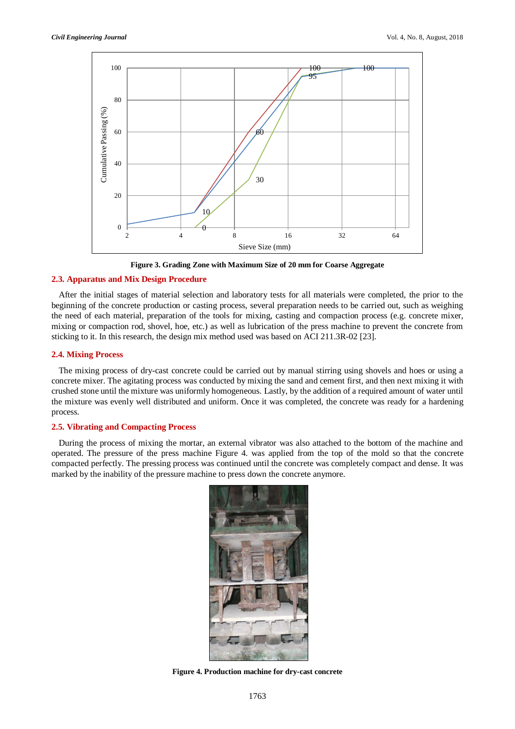**Figure 3. Grading Zone with Maximum Size of 20 mm for Coarse Aggregate**

### 2.3. Apparatus and Mix Design Procedure

After the initial stages of material selection and laboratory tests for all materials were completed, the prior to the beginning of the concrete production or casting process, several preparation needs to be carried out, such as weighing the need of each material, preparation of the tools for mixing, casting and compaction process (e.g. concrete mixer, mixing or compaction rod, shovel, hoe, etc.) as well as lubrication of the press machine to prevent the concrete from sticking to it. In this research, the design mix method used was based on ACI 211.3R-02 [23].

### 2.4. Mixing Process

The mixing process of dry-cast concrete could be carried out by manual stirring using shovels and hoes or using a concrete mixer. The agitating process was conducted by mixing the sand and cement first, and then next mixing it with crushed stone until the mixture was uniformly homogeneous. Lastly, by the addition of a required amount of water until the mixture was evenly well distributed and uniform. Once it was completed, the concrete was ready for a hardening process.

### 2.5. Vibrating and Compacting Process

During the process of mixing the mortar, an external vibrator was also attached to the bottom of the machine and operated. The pressure of the press machine Figure 4. was applied from the top of the mold so that the concrete compacted perfectly. The pressing process was continued until the concrete was completely compact and dense. It was marked by the inability of the pressure machine to press down the concrete anymore.

**Figure 4. Production machine for dry-cast concrete**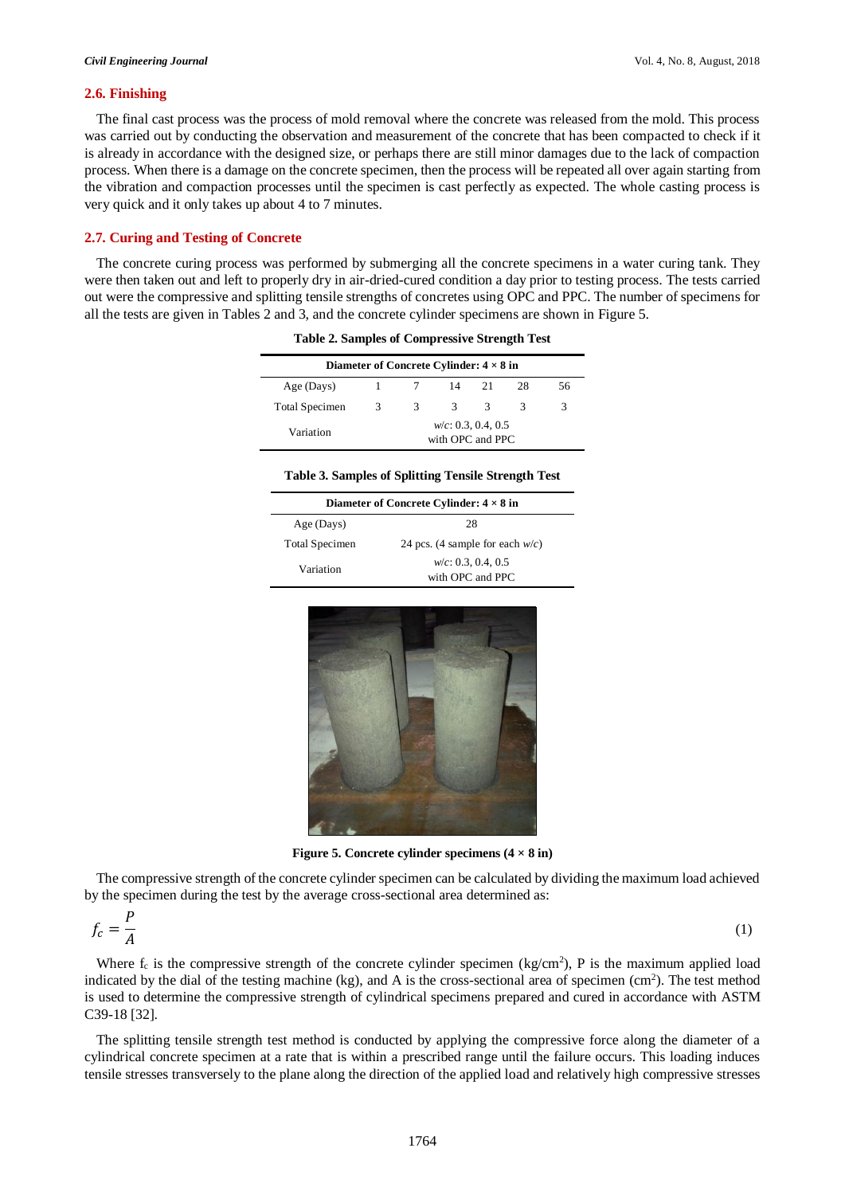### 2.6. Finishing

The final cast process was the process of mold removal where the concrete was released from the mold. This process was carried out by conducting the observation and measurement of the concrete that has been compacted to check if it is already in accordance with the designed size, or perhaps there are still minor damages due to the lack of compaction process. When there is a damage on the concrete specimen, then the process will be repeated all over again starting from the vibration and compaction processes until the specimen is cast perfectly as expected. The whole casting process is very quick and it only takes up about 4 to 7 minutes.

### 2.7. Curing and Testing of Concrete

The concrete curing process was performed by submerging all the concrete specimens in a water curing tank. They were then taken out and left to properly dry in air-dried-cured condition a day prior to testing process. The tests carried out were the compressive and splitting tensile strengths of concretes using OPC and PPC. The number of specimens for all the tests are given in Tables 2 and 3, and the concrete cylinder specimens are shown in Figure 5.

**Table 2. Samples of Compressive Strength Test**

| Diameter of Concrete Cylinder: 4 × 8 in | | | | | | |
|---|---|---|---|---|---|---|
| Age (Days) | 1 | 7 | 14 | 21 | 28 | 56 |
| Total Specimen | 3 | 3 | 3 | 3 | 3 | 3 |
| Variation | *w/c*: 0.3, 0.4, 0.5 with OPC and PPC | | | | | |

**Table 3. Samples of Splitting Tensile Strength Test**

| Diameter of Concrete Cylinder: 4 × 8 in | |
|---|---|
| Age (Days) | 28 |
| Total Specimen | 24 pcs. (4 sample for each *w/c*) |
| Variation | *w/c*: 0.3, 0.4, 0.5 with OPC and PPC |

**Figure 5. Concrete cylinder specimens (4 × 8 in)**

The compressive strength of the concrete cylinder specimen can be calculated by dividing the maximum load achieved by the specimen during the test by the average cross-sectional area determined as:

$$f_c = \frac{P}{A} \tag{1}$$

Where $f_c$ is the compressive strength of the concrete cylinder specimen ($kg/cm^2$), P is the maximum applied load indicated by the dial of the testing machine (kg), and A is the cross-sectional area of specimen ($cm^2$). The test method is used to determine the compressive strength of cylindrical specimens prepared and cured in accordance with ASTM C39-18 [32].

The splitting tensile strength test method is conducted by applying the compressive force along the diameter of a cylindrical concrete specimen at a rate that is within a prescribed range until the failure occurs. This loading induces tensile stresses transversely to the plane along the direction of the applied load and relatively high compressive stresses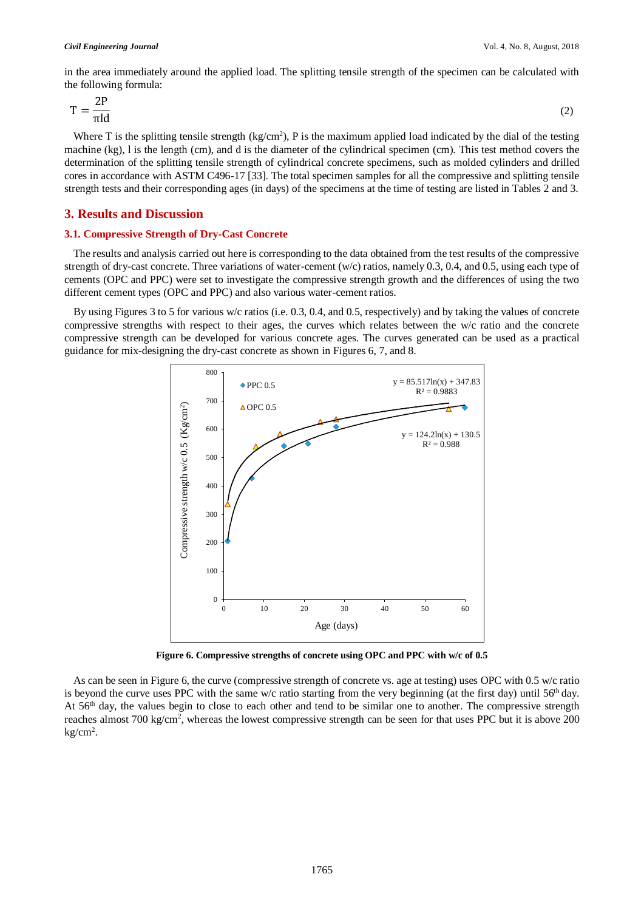in the area immediately around the applied load. The splitting tensile strength of the specimen can be calculated with the following formula:

$$T = \frac{2P}{\pi l d} \tag{2}$$

Where T is the splitting tensile strength (kg/cm$^2$), P is the maximum applied load indicated by the dial of the testing machine (kg), l is the length (cm), and d is the diameter of the cylindrical specimen (cm). This test method covers the determination of the splitting tensile strength of cylindrical concrete specimens, such as molded cylinders and drilled cores in accordance with ASTM C496-17 [33]. The total specimen samples for all the compressive and splitting tensile strength tests and their corresponding ages (in days) of the specimens at the time of testing are listed in Tables 2 and 3.

## 3. Results and Discussion

### 3.1. Compressive Strength of Dry-Cast Concrete

The results and analysis carried out here is corresponding to the data obtained from the test results of the compressive strength of dry-cast concrete. Three variations of water-cement (w/c) ratios, namely 0.3, 0.4, and 0.5, using each type of cements (OPC and PPC) were set to investigate the compressive strength growth and the differences of using the two different cement types (OPC and PPC) and also various water-cement ratios.

By using Figures 3 to 5 for various w/c ratios (i.e. 0.3, 0.4, and 0.5, respectively) and by taking the values of concrete compressive strengths with respect to their ages, the curves which relates between the w/c ratio and the concrete compressive strength can be developed for various concrete ages. The curves generated can be used as a practical guidance for mix-designing the dry-cast concrete as shown in Figures 6, 7, and 8.

**Figure 6. Compressive strengths of concrete using OPC and PPC with w/c of 0.5**

As can be seen in Figure 6, the curve (compressive strength of concrete vs. age at testing) uses OPC with 0.5 w/c ratio is beyond the curve uses PPC with the same w/c ratio starting from the very beginning (at the first day) until 56$^{th}$ day. At 56$^{th}$ day, the values begin to close to each other and tend to be similar one to another. The compressive strength reaches almost 700 kg/cm$^2$, whereas the lowest compressive strength can be seen for that uses PPC but it is above 200 kg/cm$^2$.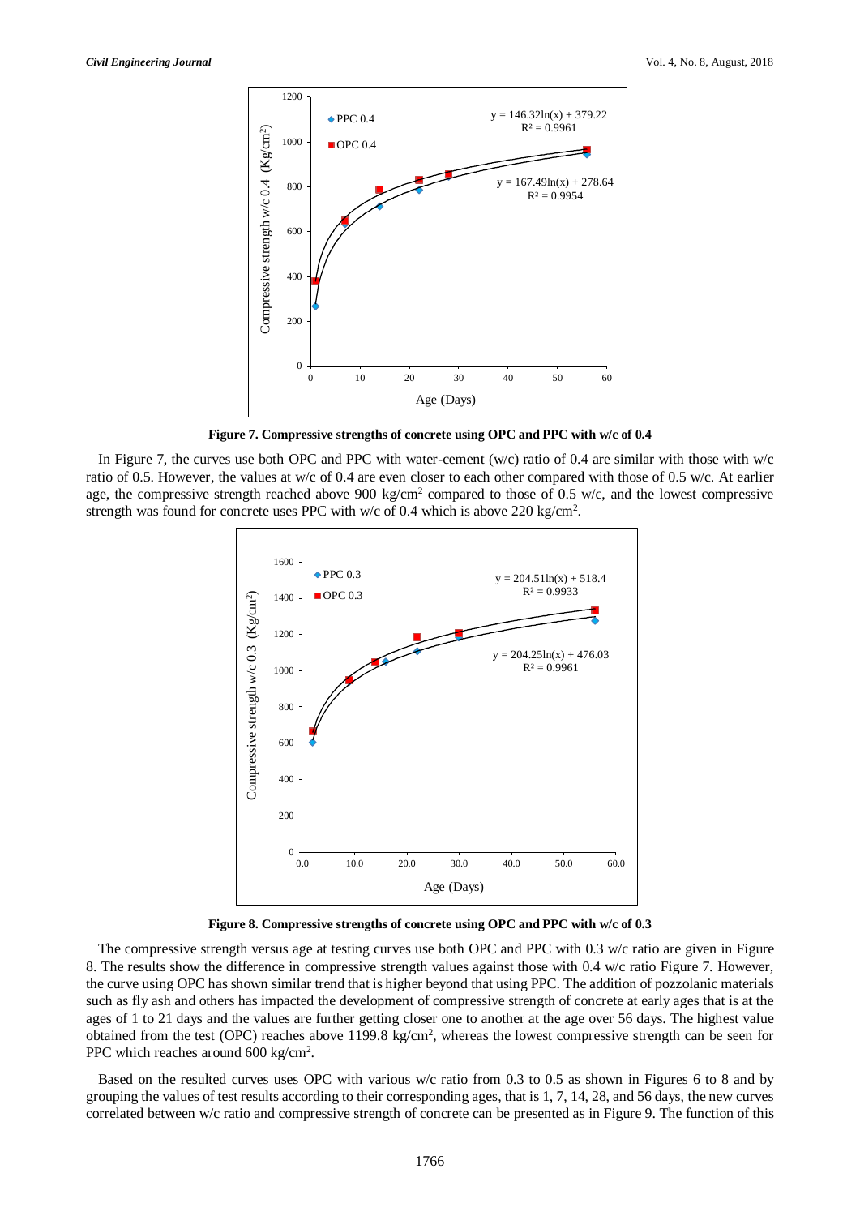**Figure 7. Compressive strengths of concrete using OPC and PPC with w/c of 0.4**

In Figure 7, the curves use both OPC and PPC with water-cement (w/c) ratio of 0.4 are similar with those with w/c ratio of 0.5. However, the values at w/c of 0.4 are even closer to each other compared with those of 0.5 w/c. At earlier age, the compressive strength reached above 900 kg/cm$^2$ compared to those of 0.5 w/c, and the lowest compressive strength was found for concrete uses PPC with w/c of 0.4 which is above 220 kg/cm$^2$.

**Figure 8. Compressive strengths of concrete using OPC and PPC with w/c of 0.3**

The compressive strength versus age at testing curves use both OPC and PPC with 0.3 w/c ratio are given in Figure 8. The results show the difference in compressive strength values against those with 0.4 w/c ratio Figure 7. However, the curve using OPC has shown similar trend that is higher beyond that using PPC. The addition of pozzolanic materials such as fly ash and others has impacted the development of compressive strength of concrete at early ages that is at the ages of 1 to 21 days and the values are further getting closer one to another at the age over 56 days. The highest value obtained from the test (OPC) reaches above 1199.8 kg/cm$^2$, whereas the lowest compressive strength can be seen for PPC which reaches around 600 kg/cm$^2$.

Based on the resulted curves uses OPC with various w/c ratio from 0.3 to 0.5 as shown in Figures 6 to 8 and by grouping the values of test results according to their corresponding ages, that is 1, 7, 14, 28, and 56 days, the new curves correlated between w/c ratio and compressive strength of concrete can be presented as in Figure 9. The function of this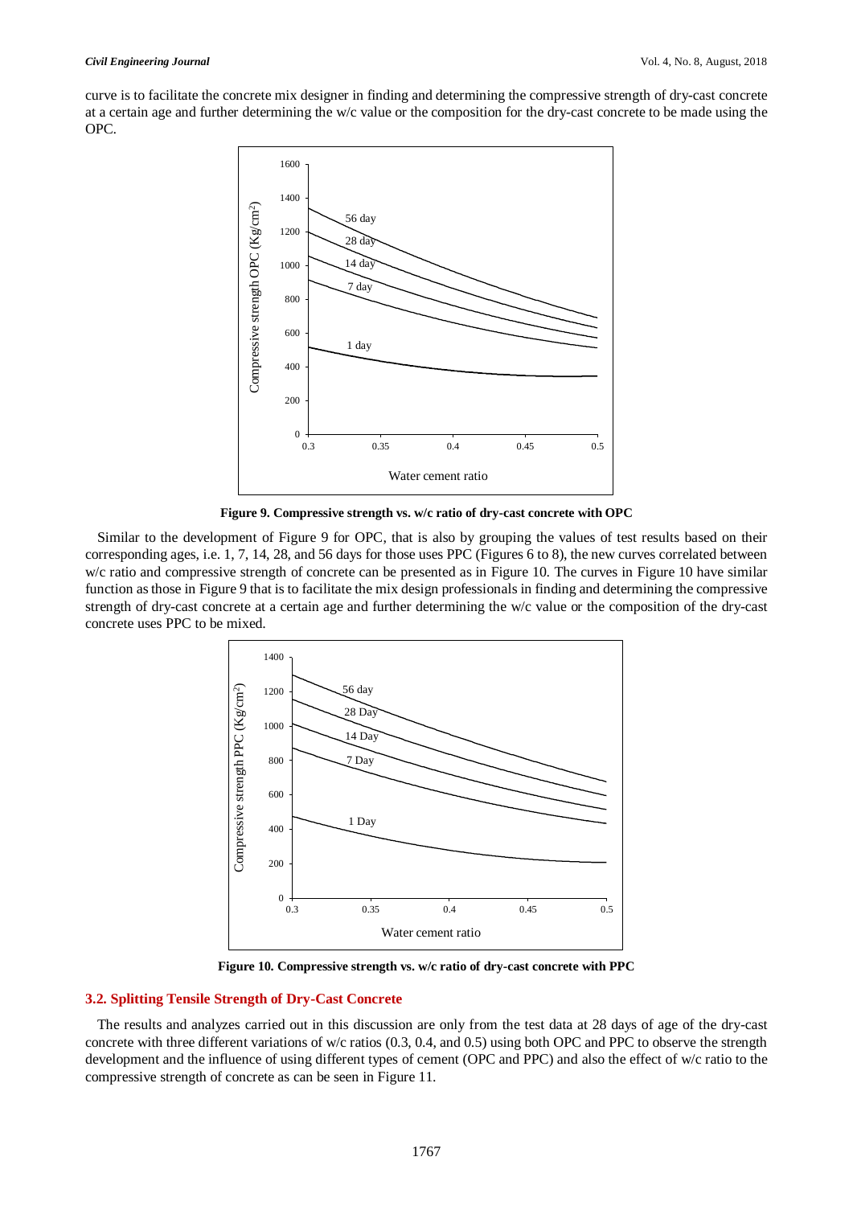curve is to facilitate the concrete mix designer in finding and determining the compressive strength of dry-cast concrete at a certain age and further determining the w/c value or the composition for the dry-cast concrete to be made using the OPC.

**Figure 9. Compressive strength vs. w/c ratio of dry-cast concrete with OPC**

Similar to the development of Figure 9 for OPC, that is also by grouping the values of test results based on their corresponding ages, i.e. 1, 7, 14, 28, and 56 days for those uses PPC (Figures 6 to 8), the new curves correlated between w/c ratio and compressive strength of concrete can be presented as in Figure 10. The curves in Figure 10 have similar function as those in Figure 9 that is to facilitate the mix design professionals in finding and determining the compressive strength of dry-cast concrete at a certain age and further determining the w/c value or the composition of the dry-cast concrete uses PPC to be mixed.

**Figure 10. Compressive strength vs. w/c ratio of dry-cast concrete with PPC**

### 3.2. Splitting Tensile Strength of Dry-Cast Concrete

The results and analyzes carried out in this discussion are only from the test data at 28 days of age of the dry-cast concrete with three different variations of w/c ratios (0.3, 0.4, and 0.5) using both OPC and PPC to observe the strength development and the influence of using different types of cement (OPC and PPC) and also the effect of w/c ratio to the compressive strength of concrete as can be seen in Figure 11.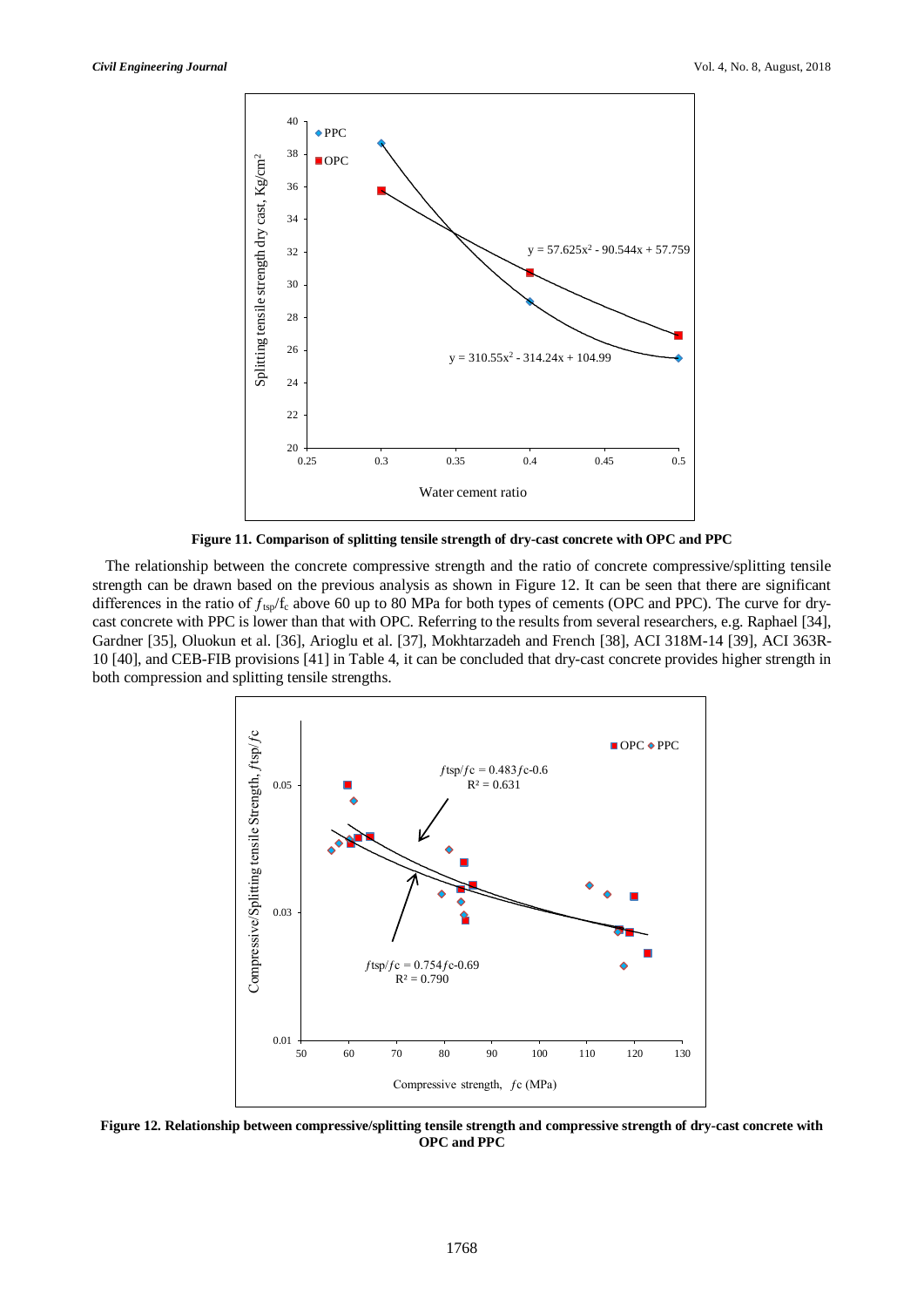**Figure 11. Comparison of splitting tensile strength of dry-cast concrete with OPC and PPC**

The relationship between the concrete compressive strength and the ratio of concrete compressive/splitting tensile strength can be drawn based on the previous analysis as shown in Figure 12. It can be seen that there are significant differences in the ratio of $f_{tsp}/f_c$ above 60 up to 80 MPa for both types of cements (OPC and PPC). The curve for dry-cast concrete with PPC is lower than that with OPC. Referring to the results from several researchers, e.g. Raphael [34], Gardner [35], Oluokun et al. [36], Arioglu et al. [37], Mokhtarzadeh and French [38], ACI 318M-14 [39], ACI 363R-10 [40], and CEB-FIB provisions [41] in Table 4, it can be concluded that dry-cast concrete provides higher strength in both compression and splitting tensile strengths.

**Figure 12. Relationship between compressive/splitting tensile strength and compressive strength of dry-cast concrete with OPC and PPC**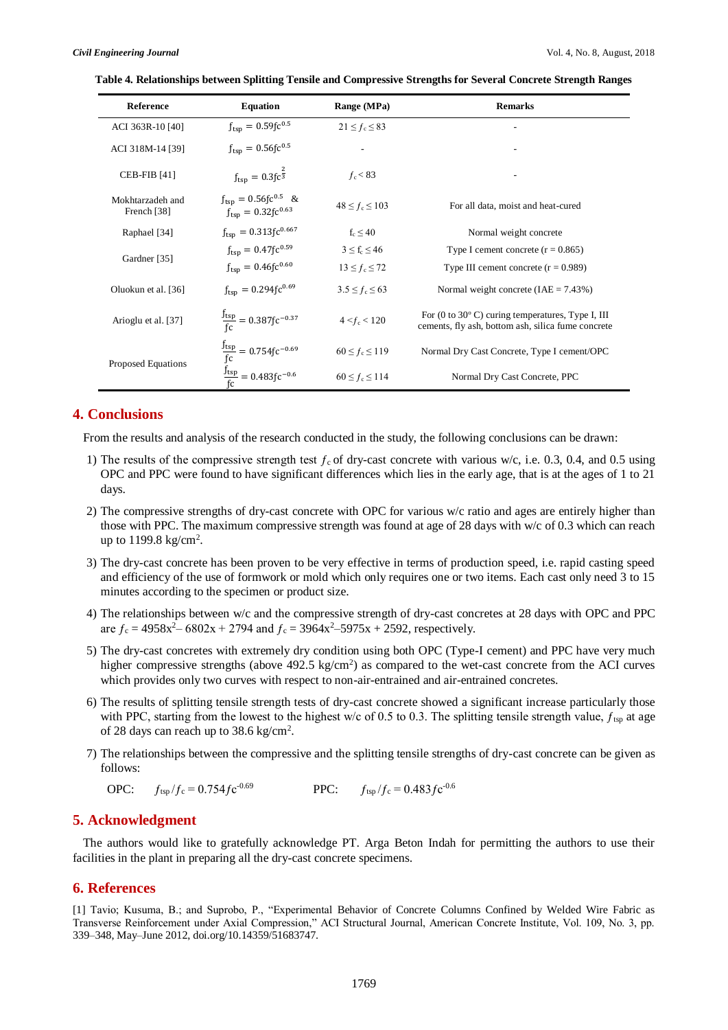**Table 4. Relationships between Splitting Tensile and Compressive Strengths for Several Concrete Strength Ranges**

| Reference | Equation | Range (MPa) | Remarks |
|---|---|---|---|
| ACI 363R-10 [40] | $f_{tsp} = 0.59fc^{0.5}$ | $21 \le f_c \le 83$ | - |
| ACI 318M-14 [39] | $f_{tsp} = 0.56fc^{0.5}$ | - | - |
| CEB-FIB [41] | $f_{tsp} = 0.3fc^{\frac{2}{3}}$ | $f_c < 83$ | - |
| Mokhtarzadeh and French [38] | $f_{tsp} = 0.56fc^{0.5}$ & $f_{tsp} = 0.32fc^{0.63}$ | $48 \le f_c \le 103$ | For all data, moist and heat-cured |
| Raphael [34] | $f_{tsp} = 0.313fc^{0.667}$ | $f_c \le 40$ | Normal weight concrete |
| Gardner [35] | $f_{tsp} = 0.47fc^{0.59}$ | $3 \le f_c \le 46$ | Type I cement concrete (r = 0.865) |
| | $f_{tsp} = 0.46fc^{0.60}$ | $13 \le f_c \le 72$ | Type III cement concrete (r = 0.989) |
| Oluokun et al. [36] | $f_{tsp} = 0.294fc^{0.69}$ | $3.5 \le f_c \le 63$ | Normal weight concrete (IAE = 7.43%) |
| Arioglu et al. [37] | $\frac{f_{tsp}}{fc} = 0.387fc^{-0.37}$ | $4 < f_c < 120$ | For (0 to 30° C) curing temperatures, Type I, III cements, fly ash, bottom ash, silica fume concrete |
| Proposed Equations | $\frac{f_{tsp}}{fc} = 0.754fc^{-0.69}$ | $60 \le f_c \le 119$ | Normal Dry Cast Concrete, Type I cement/OPC |
| | $\frac{f_{tsp}}{fc} = 0.483fc^{-0.6}$ | $60 \le f_c \le 114$ | Normal Dry Cast Concrete, PPC |

## 4. Conclusions

From the results and analysis of the research conducted in the study, the following conclusions can be drawn:

1) The results of the compressive strength test $f_c$ of dry-cast concrete with various w/c, i.e. 0.3, 0.4, and 0.5 using OPC and PPC were found to have significant differences which lies in the early age, that is at the ages of 1 to 21 days.
2) The compressive strengths of dry-cast concrete with OPC for various w/c ratio and ages are entirely higher than those with PPC. The maximum compressive strength was found at age of 28 days with w/c of 0.3 which can reach up to 1199.8 kg/cm$^2$.
3) The dry-cast concrete has been proven to be very effective in terms of production speed, i.e. rapid casting speed and efficiency of the use of formwork or mold which only requires one or two items. Each cast only need 3 to 15 minutes according to the specimen or product size.
4) The relationships between w/c and the compressive strength of dry-cast concretes at 28 days with OPC and PPC are $f_c = 4958x^2 - 6802x + 2794$ and $f_c = 3964x^2 - 5975x + 2592$, respectively.
5) The dry-cast concretes with extremely dry condition using both OPC (Type-I cement) and PPC have very much higher compressive strengths (above 492.5 kg/cm$^2$) as compared to the wet-cast concrete from the ACI curves which provides only two curves with respect to non-air-entrained and air-entrained concretes.
6) The results of splitting tensile strength tests of dry-cast concrete showed a significant increase particularly those with PPC, starting from the lowest to the highest w/c of 0.5 to 0.3. The splitting tensile strength value, $f_{tsp}$ at age of 28 days can reach up to 38.6 kg/cm$^2$.
7) The relationships between the compressive and the splitting tensile strengths of dry-cast concrete can be given as follows:

   OPC: $f_{tsp}/f_c = 0.754fc^{-0.69}$ PPC: $f_{tsp}/f_c = 0.483fc^{-0.6}$

## 5. Acknowledgment

The authors would like to gratefully acknowledge PT. Arga Beton Indah for permitting the authors to use their facilities in the plant in preparing all the dry-cast concrete specimens.

## 6. References

[1] Tavio; Kusuma, B.; and Suprobo, P., "Experimental Behavior of Concrete Columns Confined by Welded Wire Fabric as Transverse Reinforcement under Axial Compression," ACI Structural Journal, American Concrete Institute, Vol. 109, No. 3, pp. 339–348, May–June 2012, doi.org/10.14359/51683747.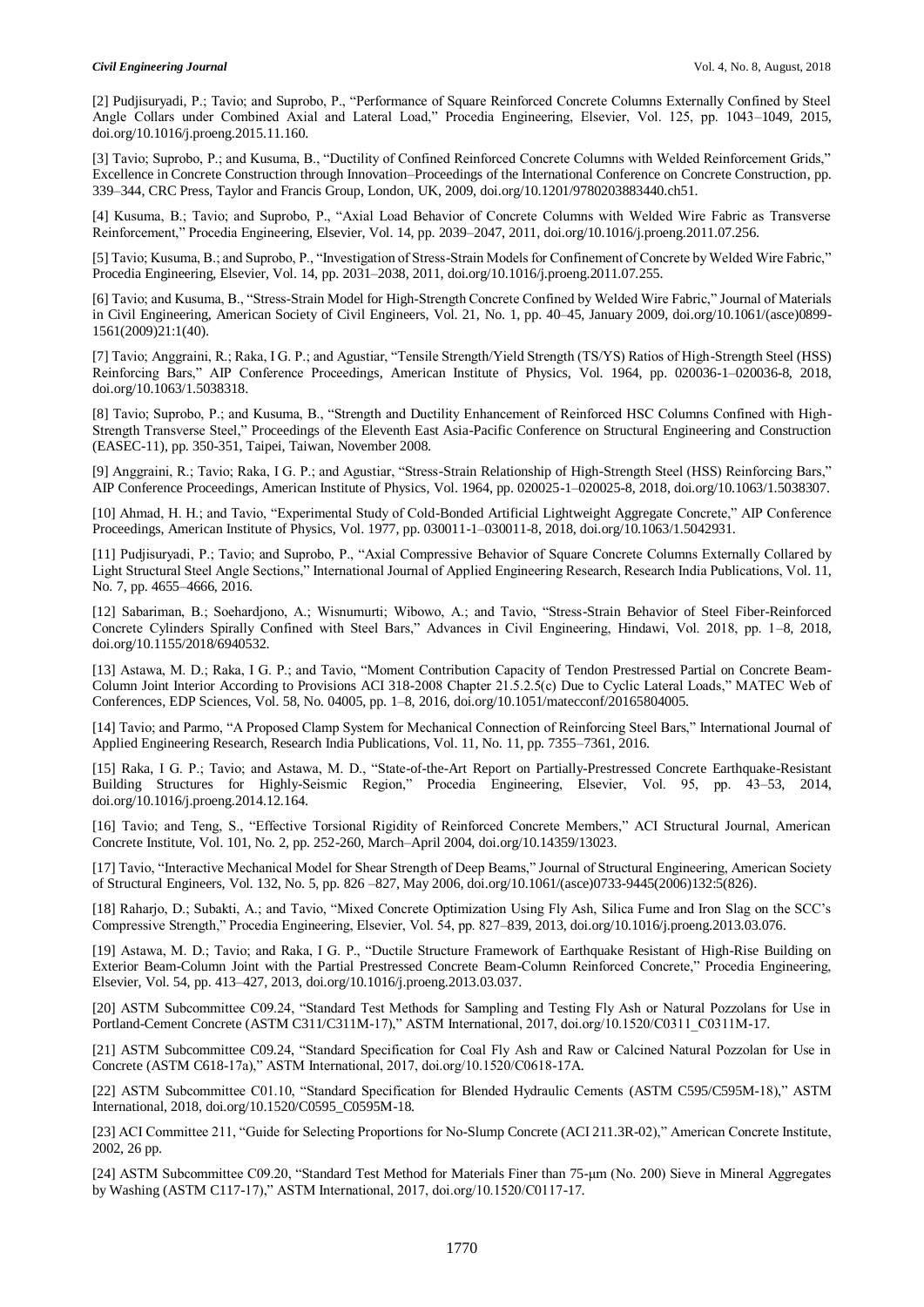[2] Pudjisuryadi, P.; Tavio; and Suprobo, P., "Performance of Square Reinforced Concrete Columns Externally Confined by Steel Angle Collars under Combined Axial and Lateral Load," Procedia Engineering, Elsevier, Vol. 125, pp. 1043–1049, 2015, doi.org/10.1016/j.proeng.2015.11.160.

[3] Tavio; Suprobo, P.; and Kusuma, B., "Ductility of Confined Reinforced Concrete Columns with Welded Reinforcement Grids," Excellence in Concrete Construction through Innovation–Proceedings of the International Conference on Concrete Construction, pp. 339–344, CRC Press, Taylor and Francis Group, London, UK, 2009, doi.org/10.1201/9780203883440.ch51.

[4] Kusuma, B.; Tavio; and Suprobo, P., "Axial Load Behavior of Concrete Columns with Welded Wire Fabric as Transverse Reinforcement," Procedia Engineering, Elsevier, Vol. 14, pp. 2039–2047, 2011, doi.org/10.1016/j.proeng.2011.07.256.

[5] Tavio; Kusuma, B.; and Suprobo, P., "Investigation of Stress-Strain Models for Confinement of Concrete by Welded Wire Fabric," Procedia Engineering, Elsevier, Vol. 14, pp. 2031–2038, 2011, doi.org/10.1016/j.proeng.2011.07.255.

[6] Tavio; and Kusuma, B., "Stress-Strain Model for High-Strength Concrete Confined by Welded Wire Fabric," Journal of Materials in Civil Engineering, American Society of Civil Engineers, Vol. 21, No. 1, pp. 40–45, January 2009, doi.org/10.1061/(asce)0899-1561(2009)21:1(40).

[7] Tavio; Anggraini, R.; Raka, I G. P.; and Agustiar, "Tensile Strength/Yield Strength (TS/YS) Ratios of High-Strength Steel (HSS) Reinforcing Bars," AIP Conference Proceedings, American Institute of Physics, Vol. 1964, pp. 020036-1–020036-8, 2018, doi.org/10.1063/1.5038318.

[8] Tavio; Suprobo, P.; and Kusuma, B., "Strength and Ductility Enhancement of Reinforced HSC Columns Confined with High-Strength Transverse Steel," Proceedings of the Eleventh East Asia-Pacific Conference on Structural Engineering and Construction (EASEC-11), pp. 350-351, Taipei, Taiwan, November 2008.

[9] Anggraini, R.; Tavio; Raka, I G. P.; and Agustiar, "Stress-Strain Relationship of High-Strength Steel (HSS) Reinforcing Bars," AIP Conference Proceedings, American Institute of Physics, Vol. 1964, pp. 020025-1–020025-8, 2018, doi.org/10.1063/1.5038307.

[10] Ahmad, H. H.; and Tavio, "Experimental Study of Cold-Bonded Artificial Lightweight Aggregate Concrete," AIP Conference Proceedings, American Institute of Physics, Vol. 1977, pp. 030011-1–030011-8, 2018, doi.org/10.1063/1.5042931.

[11] Pudjisuryadi, P.; Tavio; and Suprobo, P., "Axial Compressive Behavior of Square Concrete Columns Externally Collared by Light Structural Steel Angle Sections," International Journal of Applied Engineering Research, Research India Publications, Vol. 11, No. 7, pp. 4655–4666, 2016.

[12] Sabariman, B.; Soehardjono, A.; Wisnumurti; Wibowo, A.; and Tavio, "Stress-Strain Behavior of Steel Fiber-Reinforced Concrete Cylinders Spirally Confined with Steel Bars," Advances in Civil Engineering, Hindawi, Vol. 2018, pp. 1–8, 2018, doi.org/10.1155/2018/6940532.

[13] Astawa, M. D.; Raka, I G. P.; and Tavio, "Moment Contribution Capacity of Tendon Prestressed Partial on Concrete Beam-Column Joint Interior According to Provisions ACI 318-2008 Chapter 21.5.2.5(c) Due to Cyclic Lateral Loads," MATEC Web of Conferences, EDP Sciences, Vol. 58, No. 04005, pp. 1–8, 2016, doi.org/10.1051/matecconf/20165804005.

[14] Tavio; and Parmo, "A Proposed Clamp System for Mechanical Connection of Reinforcing Steel Bars," International Journal of Applied Engineering Research, Research India Publications, Vol. 11, No. 11, pp. 7355–7361, 2016.

[15] Raka, I G. P.; Tavio; and Astawa, M. D., "State-of-the-Art Report on Partially-Prestressed Concrete Earthquake-Resistant Building Structures for Highly-Seismic Region," Procedia Engineering, Elsevier, Vol. 95, pp. 43–53, 2014, doi.org/10.1016/j.proeng.2014.12.164.

[16] Tavio; and Teng, S., "Effective Torsional Rigidity of Reinforced Concrete Members," ACI Structural Journal, American Concrete Institute, Vol. 101, No. 2, pp. 252-260, March–April 2004, doi.org/10.14359/13023.

[17] Tavio, "Interactive Mechanical Model for Shear Strength of Deep Beams," Journal of Structural Engineering, American Society of Structural Engineers, Vol. 132, No. 5, pp. 826 –827, May 2006, doi.org/10.1061/(asce)0733-9445(2006)132:5(826).

[18] Raharjo, D.; Subakti, A.; and Tavio, "Mixed Concrete Optimization Using Fly Ash, Silica Fume and Iron Slag on the SCC's Compressive Strength," Procedia Engineering, Elsevier, Vol. 54, pp. 827–839, 2013, doi.org/10.1016/j.proeng.2013.03.076.

[19] Astawa, M. D.; Tavio; and Raka, I G. P., "Ductile Structure Framework of Earthquake Resistant of High-Rise Building on Exterior Beam-Column Joint with the Partial Prestressed Concrete Beam-Column Reinforced Concrete," Procedia Engineering, Elsevier, Vol. 54, pp. 413–427, 2013, doi.org/10.1016/j.proeng.2013.03.037.

[20] ASTM Subcommittee C09.24, "Standard Test Methods for Sampling and Testing Fly Ash or Natural Pozzolans for Use in Portland-Cement Concrete (ASTM C311/C311M-17)," ASTM International, 2017, doi.org/10.1520/C0311_C0311M-17.

[21] ASTM Subcommittee C09.24, "Standard Specification for Coal Fly Ash and Raw or Calcined Natural Pozzolan for Use in Concrete (ASTM C618-17a)," ASTM International, 2017, doi.org/10.1520/C0618-17A.

[22] ASTM Subcommittee C01.10, "Standard Specification for Blended Hydraulic Cements (ASTM C595/C595M-18)," ASTM International, 2018, doi.org/10.1520/C0595_C0595M-18.

[23] ACI Committee 211, "Guide for Selecting Proportions for No-Slump Concrete (ACI 211.3R-02)," American Concrete Institute, 2002, 26 pp.

[24] ASTM Subcommittee C09.20, "Standard Test Method for Materials Finer than 75-μm (No. 200) Sieve in Mineral Aggregates by Washing (ASTM C117-17)," ASTM International, 2017, doi.org/10.1520/C0117-17.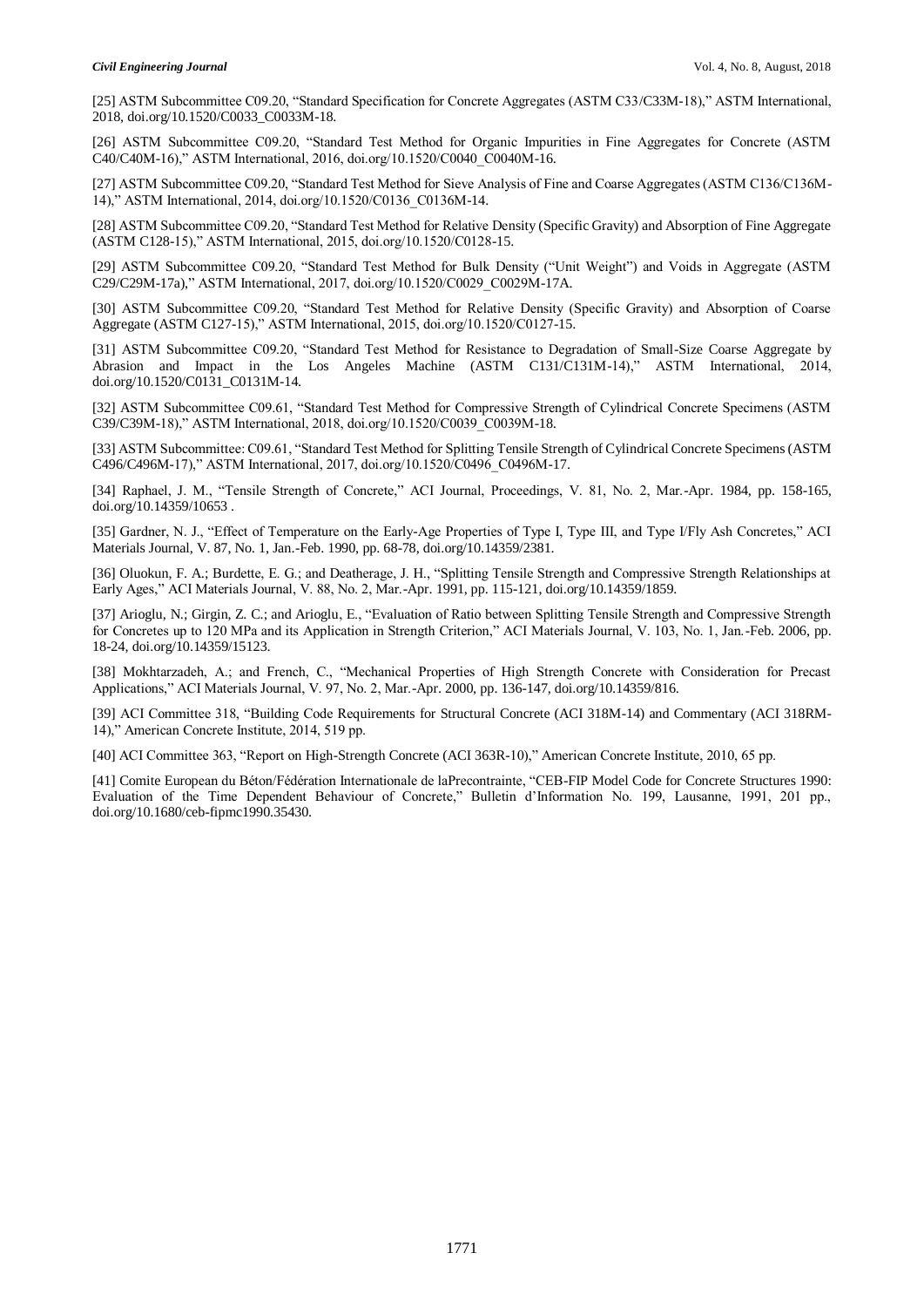[25] ASTM Subcommittee C09.20, "Standard Specification for Concrete Aggregates (ASTM C33/C33M-18)," ASTM International, 2018, doi.org/10.1520/C0033_C0033M-18.

[26] ASTM Subcommittee C09.20, "Standard Test Method for Organic Impurities in Fine Aggregates for Concrete (ASTM C40/C40M-16)," ASTM International, 2016, doi.org/10.1520/C0040_C0040M-16.

[27] ASTM Subcommittee C09.20, "Standard Test Method for Sieve Analysis of Fine and Coarse Aggregates (ASTM C136/C136M-14)," ASTM International, 2014, doi.org/10.1520/C0136_C0136M-14.

[28] ASTM Subcommittee C09.20, "Standard Test Method for Relative Density (Specific Gravity) and Absorption of Fine Aggregate (ASTM C128-15)," ASTM International, 2015, doi.org/10.1520/C0128-15.

[29] ASTM Subcommittee C09.20, "Standard Test Method for Bulk Density ("Unit Weight") and Voids in Aggregate (ASTM C29/C29M-17a)," ASTM International, 2017, doi.org/10.1520/C0029_C0029M-17A.

[30] ASTM Subcommittee C09.20, "Standard Test Method for Relative Density (Specific Gravity) and Absorption of Coarse Aggregate (ASTM C127-15)," ASTM International, 2015, doi.org/10.1520/C0127-15.

[31] ASTM Subcommittee C09.20, "Standard Test Method for Resistance to Degradation of Small-Size Coarse Aggregate by Abrasion and Impact in the Los Angeles Machine (ASTM C131/C131M-14)," ASTM International, 2014, doi.org/10.1520/C0131_C0131M-14.

[32] ASTM Subcommittee C09.61, "Standard Test Method for Compressive Strength of Cylindrical Concrete Specimens (ASTM C39/C39M-18)," ASTM International, 2018, doi.org/10.1520/C0039_C0039M-18.

[33] ASTM Subcommittee: C09.61, "Standard Test Method for Splitting Tensile Strength of Cylindrical Concrete Specimens (ASTM C496/C496M-17)," ASTM International, 2017, doi.org/10.1520/C0496_C0496M-17.

[34] Raphael, J. M., "Tensile Strength of Concrete," ACI Journal, Proceedings, V. 81, No. 2, Mar.-Apr. 1984, pp. 158-165, doi.org/10.14359/10653 .

[35] Gardner, N. J., "Effect of Temperature on the Early-Age Properties of Type I, Type III, and Type I/Fly Ash Concretes," ACI Materials Journal, V. 87, No. 1, Jan.-Feb. 1990, pp. 68-78, doi.org/10.14359/2381.

[36] Oluokun, F. A.; Burdette, E. G.; and Deatherage, J. H., "Splitting Tensile Strength and Compressive Strength Relationships at Early Ages," ACI Materials Journal, V. 88, No. 2, Mar.-Apr. 1991, pp. 115-121, doi.org/10.14359/1859.

[37] Arioglu, N.; Girgin, Z. C.; and Arioglu, E., "Evaluation of Ratio between Splitting Tensile Strength and Compressive Strength for Concretes up to 120 MPa and its Application in Strength Criterion," ACI Materials Journal, V. 103, No. 1, Jan.-Feb. 2006, pp. 18-24, doi.org/10.14359/15123.

[38] Mokhtarzadeh, A.; and French, C., "Mechanical Properties of High Strength Concrete with Consideration for Precast Applications," ACI Materials Journal, V. 97, No. 2, Mar.-Apr. 2000, pp. 136-147, doi.org/10.14359/816.

[39] ACI Committee 318, "Building Code Requirements for Structural Concrete (ACI 318M-14) and Commentary (ACI 318RM-14)," American Concrete Institute, 2014, 519 pp.

[40] ACI Committee 363, "Report on High-Strength Concrete (ACI 363R-10)," American Concrete Institute, 2010, 65 pp.

[41] Comite European du Béton/Fédération Internationale de laPrecontrainte, "CEB-FIP Model Code for Concrete Structures 1990: Evaluation of the Time Dependent Behaviour of Concrete," Bulletin d'Information No. 199, Lausanne, 1991, 201 pp., doi.org/10.1680/ceb-fipmc1990.35430.